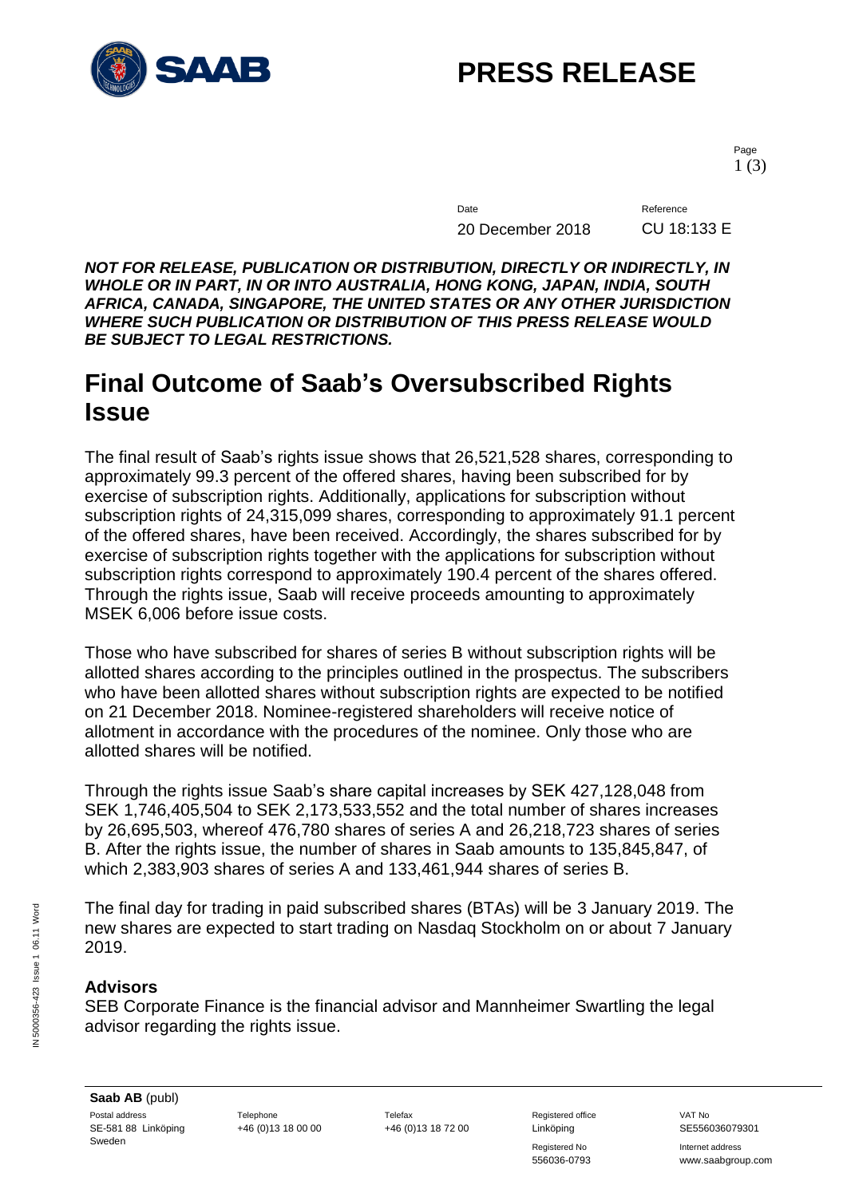# PRESS RELEASE

Date: 20 December 2018
Reference: CU 18:133 E

***NOT FOR RELEASE, PUBLICATION OR DISTRIBUTION, DIRECTLY OR INDIRECTLY, IN WHOLE OR IN PART, IN OR INTO AUSTRALIA, HONG KONG, JAPAN, INDIA, SOUTH AFRICA, CANADA, SINGAPORE, THE UNITED STATES OR ANY OTHER JURISDICTION WHERE SUCH PUBLICATION OR DISTRIBUTION OF THIS PRESS RELEASE WOULD BE SUBJECT TO LEGAL RESTRICTIONS.***

## Final Outcome of Saab's Oversubscribed Rights Issue

The final result of Saab's rights issue shows that 26,521,528 shares, corresponding to approximately 99.3 percent of the offered shares, having been subscribed for by exercise of subscription rights. Additionally, applications for subscription without subscription rights of 24,315,099 shares, corresponding to approximately 91.1 percent of the offered shares, have been received. Accordingly, the shares subscribed for by exercise of subscription rights together with the applications for subscription without subscription rights correspond to approximately 190.4 percent of the shares offered. Through the rights issue, Saab will receive proceeds amounting to approximately MSEK 6,006 before issue costs.

Those who have subscribed for shares of series B without subscription rights will be allotted shares according to the principles outlined in the prospectus. The subscribers who have been allotted shares without subscription rights are expected to be notified on 21 December 2018. Nominee-registered shareholders will receive notice of allotment in accordance with the procedures of the nominee. Only those who are allotted shares will be notified.

Through the rights issue Saab's share capital increases by SEK 427,128,048 from SEK 1,746,405,504 to SEK 2,173,533,552 and the total number of shares increases by 26,695,503, whereof 476,780 shares of series A and 26,218,723 shares of series B. After the rights issue, the number of shares in Saab amounts to 135,845,847, of which 2,383,903 shares of series A and 133,461,944 shares of series B.

The final day for trading in paid subscribed shares (BTAs) will be 3 January 2019. The new shares are expected to start trading on Nasdaq Stockholm on or about 7 January 2019.

### Advisors

SEB Corporate Finance is the financial advisor and Mannheimer Swartling the legal advisor regarding the rights issue.

**Saab AB** (publ)
Postal address: SE-581 88 Linköping, Sweden
Telephone: +46 (0)13 18 00 00
Telefax: +46 (0)13 18 72 00
Registered office: Linköping
Registered No: 556036-0793
VAT No: SE556036079301
Internet address: www.saabgroup.com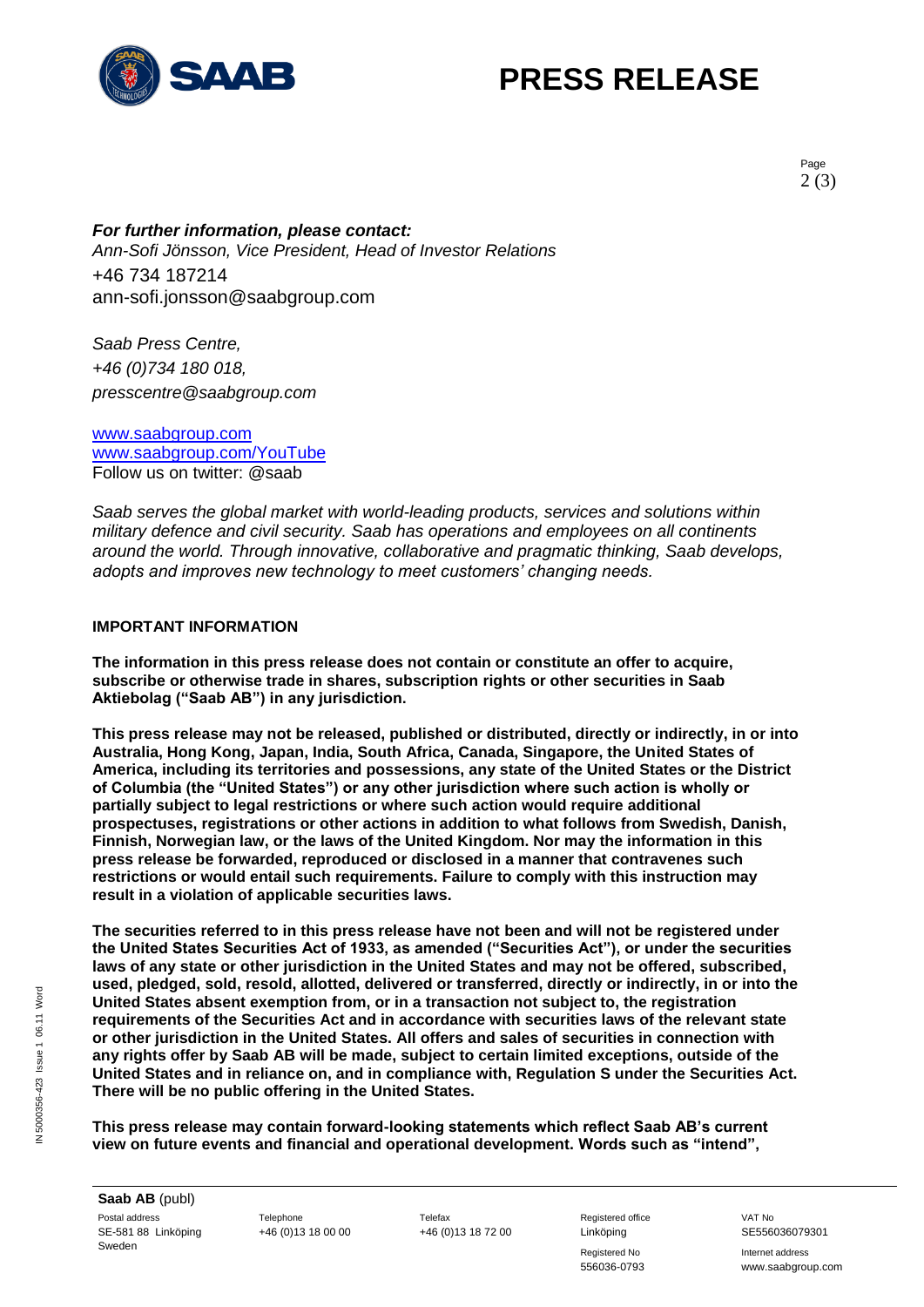***For further information, please contact:***
*Ann-Sofi Jönsson, Vice President, Head of Investor Relations*
+46 734 187214
ann-sofi.jonsson@saabgroup.com

*Saab Press Centre,*
*+46 (0)734 180 018,*
*presscentre@saabgroup.com*

www.saabgroup.com
www.saabgroup.com/YouTube
Follow us on twitter: @saab

*Saab serves the global market with world-leading products, services and solutions within military defence and civil security. Saab has operations and employees on all continents around the world. Through innovative, collaborative and pragmatic thinking, Saab develops, adopts and improves new technology to meet customers' changing needs.*

**IMPORTANT INFORMATION**

**The information in this press release does not contain or constitute an offer to acquire, subscribe or otherwise trade in shares, subscription rights or other securities in Saab Aktiebolag ("Saab AB") in any jurisdiction.**

**This press release may not be released, published or distributed, directly or indirectly, in or into Australia, Hong Kong, Japan, India, South Africa, Canada, Singapore, the United States of America, including its territories and possessions, any state of the United States or the District of Columbia (the "United States") or any other jurisdiction where such action is wholly or partially subject to legal restrictions or where such action would require additional prospectuses, registrations or other actions in addition to what follows from Swedish, Danish, Finnish, Norwegian law, or the laws of the United Kingdom. Nor may the information in this press release be forwarded, reproduced or disclosed in a manner that contravenes such restrictions or would entail such requirements. Failure to comply with this instruction may result in a violation of applicable securities laws.**

**The securities referred to in this press release have not been and will not be registered under the United States Securities Act of 1933, as amended ("Securities Act"), or under the securities laws of any state or other jurisdiction in the United States and may not be offered, subscribed, used, pledged, sold, resold, allotted, delivered or transferred, directly or indirectly, in or into the United States absent exemption from, or in a transaction not subject to, the registration requirements of the Securities Act and in accordance with securities laws of the relevant state or other jurisdiction in the United States. All offers and sales of securities in connection with any rights offer by Saab AB will be made, subject to certain limited exceptions, outside of the United States and in reliance on, and in compliance with, Regulation S under the Securities Act. There will be no public offering in the United States.**

**This press release may contain forward-looking statements which reflect Saab AB's current view on future events and financial and operational development. Words such as "intend",**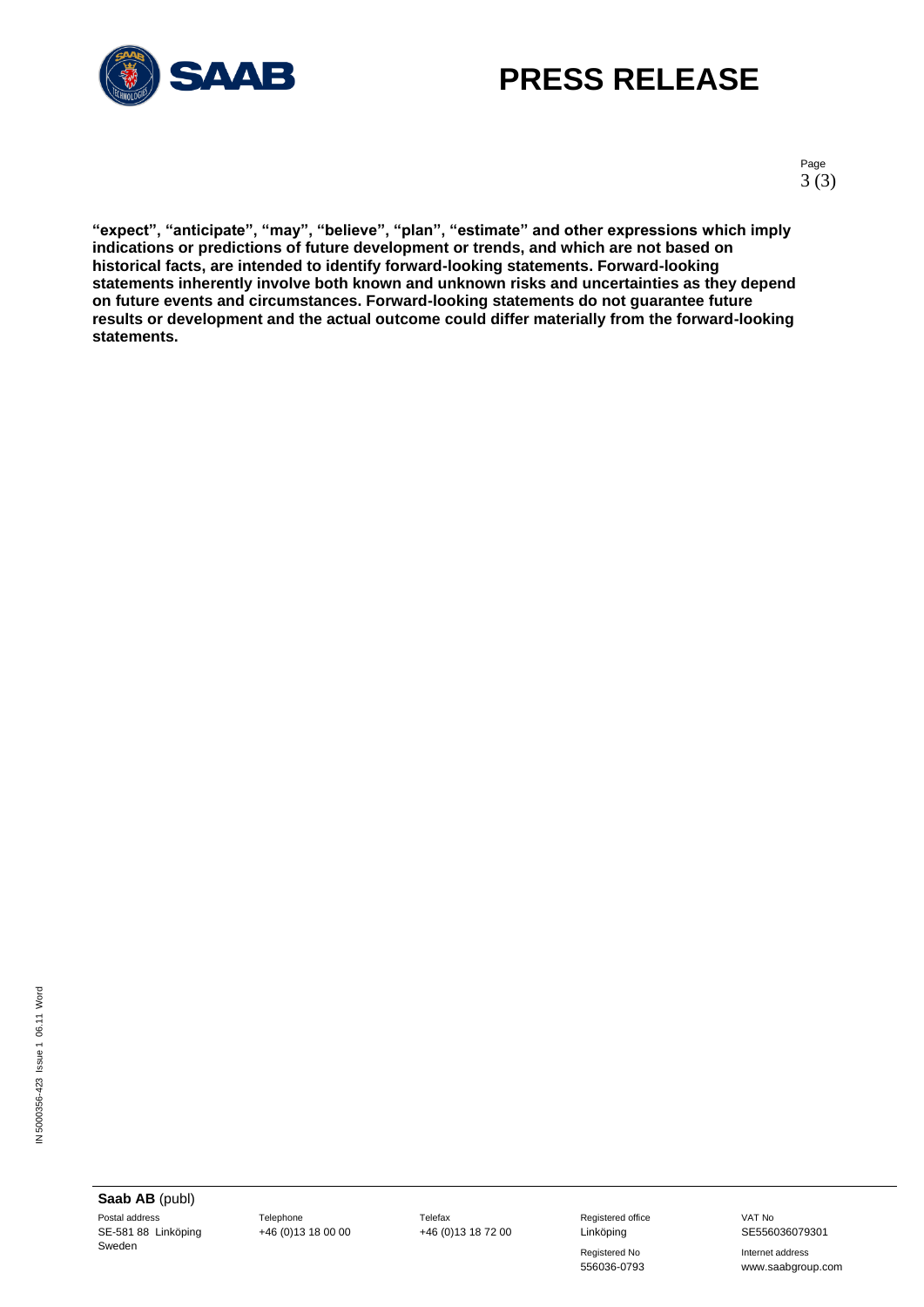**"expect", "anticipate", "may", "believe", "plan", "estimate" and other expressions which imply indications or predictions of future development or trends, and which are not based on historical facts, are intended to identify forward-looking statements. Forward-looking statements inherently involve both known and unknown risks and uncertainties as they depend on future events and circumstances. Forward-looking statements do not guarantee future results or development and the actual outcome could differ materially from the forward-looking statements.**